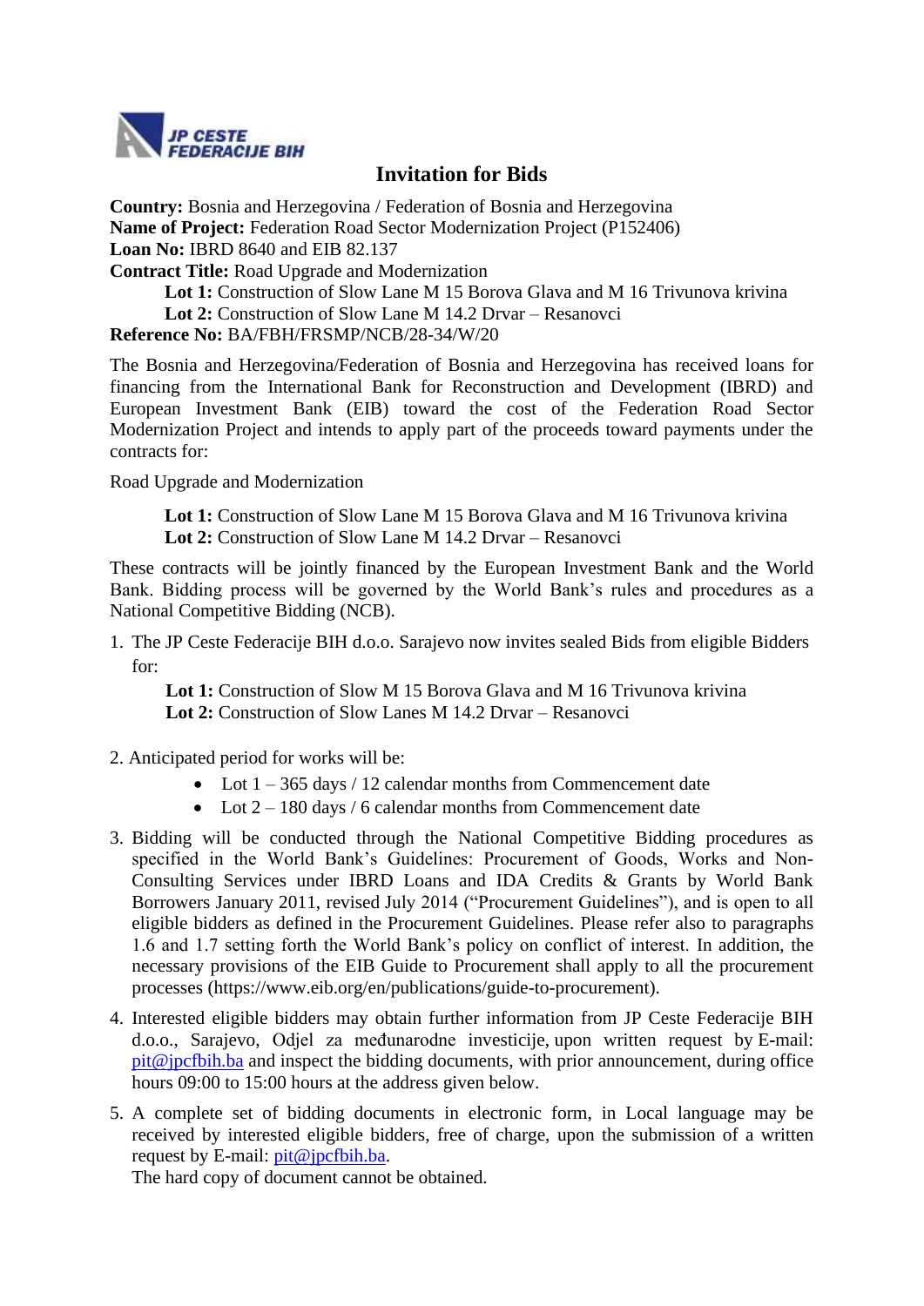JP CESTE FEDERACIJE BIH

# Invitation for Bids

**Country:** Bosnia and Herzegovina / Federation of Bosnia and Herzegovina
**Name of Project:** Federation Road Sector Modernization Project (P152406)
**Loan No:** IBRD 8640 and EIB 82.137
**Contract Title:** Road Upgrade and Modernization
**Lot 1:** Construction of Slow Lane M 15 Borova Glava and M 16 Trivunova krivina
**Lot 2:** Construction of Slow Lane M 14.2 Drvar – Resanovci
**Reference No:** BA/FBH/FRSMP/NCB/28-34/W/20

The Bosnia and Herzegovina/Federation of Bosnia and Herzegovina has received loans for financing from the International Bank for Reconstruction and Development (IBRD) and European Investment Bank (EIB) toward the cost of the Federation Road Sector Modernization Project and intends to apply part of the proceeds toward payments under the contracts for:

Road Upgrade and Modernization

**Lot 1:** Construction of Slow Lane M 15 Borova Glava and M 16 Trivunova krivina
**Lot 2:** Construction of Slow Lane M 14.2 Drvar – Resanovci

These contracts will be jointly financed by the European Investment Bank and the World Bank. Bidding process will be governed by the World Bank's rules and procedures as a National Competitive Bidding (NCB).

1. The JP Ceste Federacije BIH d.o.o. Sarajevo now invites sealed Bids from eligible Bidders for:

   **Lot 1:** Construction of Slow M 15 Borova Glava and M 16 Trivunova krivina
   **Lot 2:** Construction of Slow Lanes M 14.2 Drvar – Resanovci

2. Anticipated period for works will be:
   - Lot 1 – 365 days / 12 calendar months from Commencement date
   - Lot 2 – 180 days / 6 calendar months from Commencement date

3. Bidding will be conducted through the National Competitive Bidding procedures as specified in the World Bank's Guidelines: Procurement of Goods, Works and Non-Consulting Services under IBRD Loans and IDA Credits & Grants by World Bank Borrowers January 2011, revised July 2014 ("Procurement Guidelines"), and is open to all eligible bidders as defined in the Procurement Guidelines. Please refer also to paragraphs 1.6 and 1.7 setting forth the World Bank's policy on conflict of interest. In addition, the necessary provisions of the EIB Guide to Procurement shall apply to all the procurement processes (https://www.eib.org/en/publications/guide-to-procurement).

4. Interested eligible bidders may obtain further information from JP Ceste Federacije BIH d.o.o., Sarajevo, Odjel za međunarodne investicije, upon written request by E-mail: pit@jpcfbih.ba and inspect the bidding documents, with prior announcement, during office hours 09:00 to 15:00 hours at the address given below.

5. A complete set of bidding documents in electronic form, in Local language may be received by interested eligible bidders, free of charge, upon the submission of a written request by E-mail: pit@jpcfbih.ba.
   The hard copy of document cannot be obtained.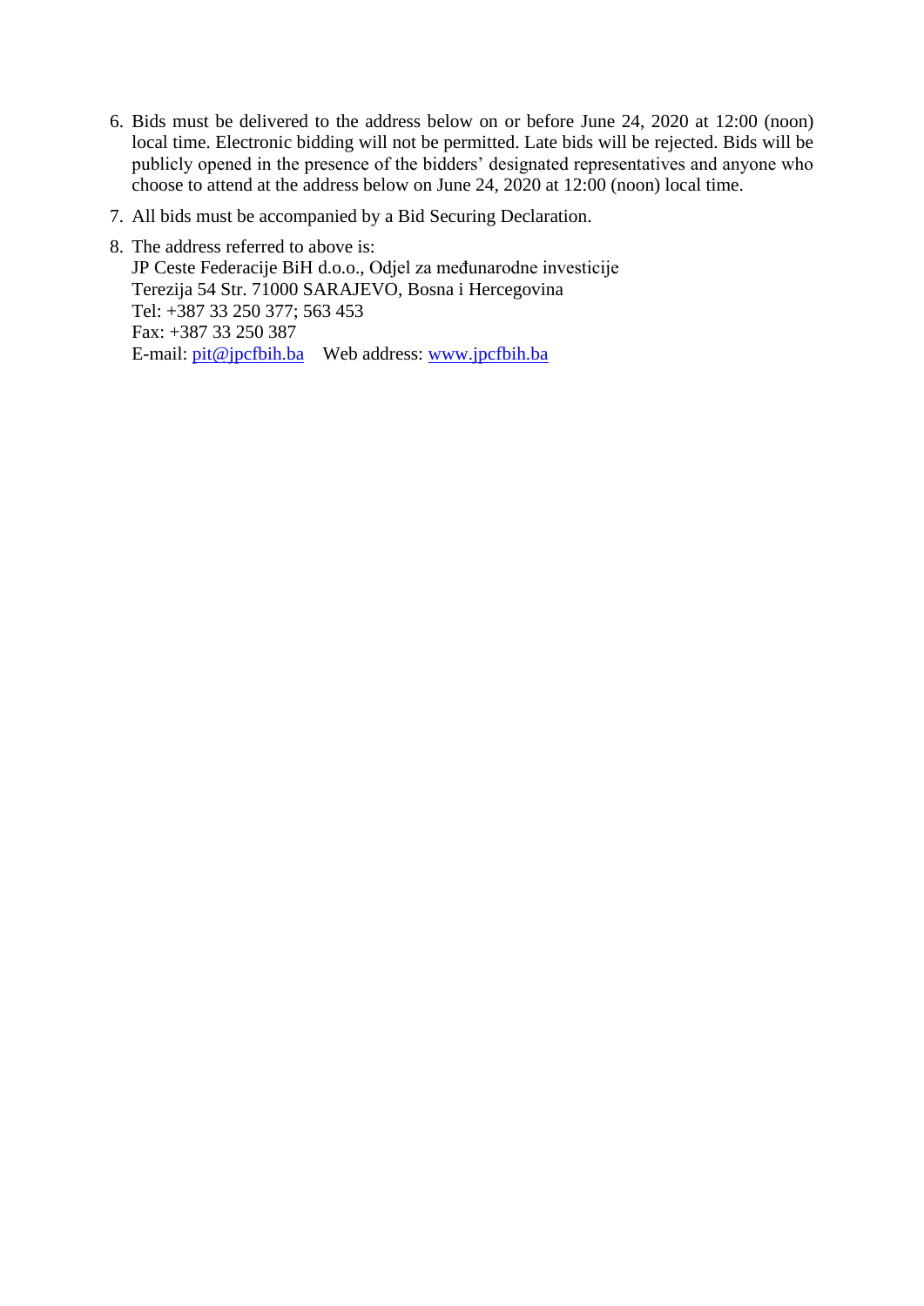6. Bids must be delivered to the address below on or before June 24, 2020 at 12:00 (noon) local time. Electronic bidding will not be permitted. Late bids will be rejected. Bids will be publicly opened in the presence of the bidders' designated representatives and anyone who choose to attend at the address below on June 24, 2020 at 12:00 (noon) local time.

7. All bids must be accompanied by a Bid Securing Declaration.

8. The address referred to above is:
   JP Ceste Federacije BiH d.o.o., Odjel za međunarodne investicije
   Terezija 54 Str. 71000 SARAJEVO, Bosna i Hercegovina
   Tel: +387 33 250 377; 563 453
   Fax: +387 33 250 387
   E-mail: pit@jpcfbih.ba    Web address: www.jpcfbih.ba